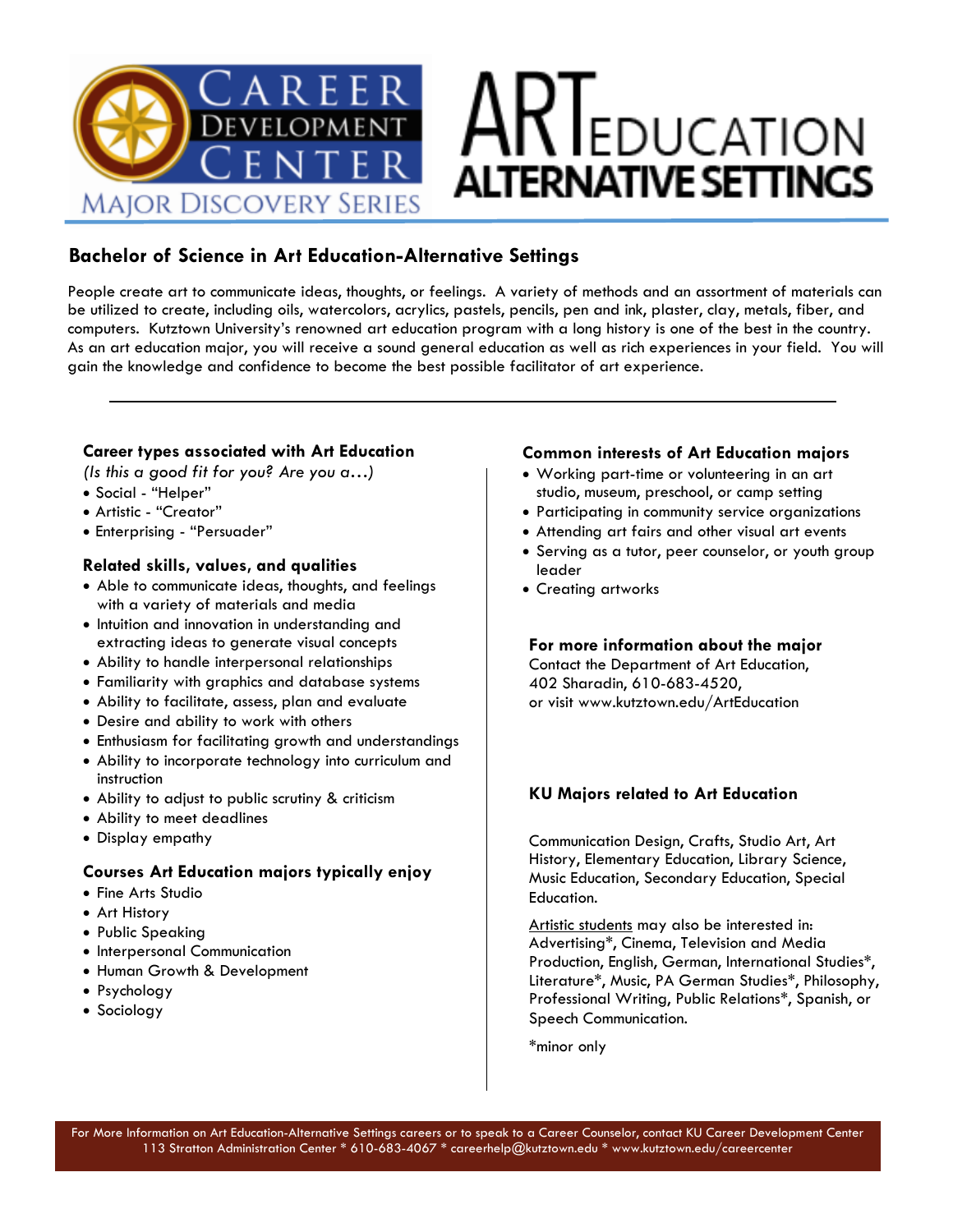# Career Development Center — Major Discovery Series

# ART EDUCATION ALTERNATIVE SETTINGS

## Bachelor of Science in Art Education-Alternative Settings

People create art to communicate ideas, thoughts, or feelings. A variety of methods and an assortment of materials can be utilized to create, including oils, watercolors, acrylics, pastels, pencils, pen and ink, plaster, clay, metals, fiber, and computers. Kutztown University's renowned art education program with a long history is one of the best in the country. As an art education major, you will receive a sound general education as well as rich experiences in your field. You will gain the knowledge and confidence to become the best possible facilitator of art experience.

---

### Career types associated with Art Education

*(Is this a good fit for you? Are you a…)*

- Social - "Helper"
- Artistic - "Creator"
- Enterprising - "Persuader"

### Related skills, values, and qualities

- Able to communicate ideas, thoughts, and feelings with a variety of materials and media
- Intuition and innovation in understanding and extracting ideas to generate visual concepts
- Ability to handle interpersonal relationships
- Familiarity with graphics and database systems
- Ability to facilitate, assess, plan and evaluate
- Desire and ability to work with others
- Enthusiasm for facilitating growth and understandings
- Ability to incorporate technology into curriculum and instruction
- Ability to adjust to public scrutiny & criticism
- Ability to meet deadlines
- Display empathy

### Courses Art Education majors typically enjoy

- Fine Arts Studio
- Art History
- Public Speaking
- Interpersonal Communication
- Human Growth & Development
- Psychology
- Sociology

### Common interests of Art Education majors

- Working part-time or volunteering in an art studio, museum, preschool, or camp setting
- Participating in community service organizations
- Attending art fairs and other visual art events
- Serving as a tutor, peer counselor, or youth group leader
- Creating artworks

### For more information about the major

Contact the Department of Art Education,
402 Sharadin, 610-683-4520,
or visit www.kutztown.edu/ArtEducation

### KU Majors related to Art Education

Communication Design, Crafts, Studio Art, Art History, Elementary Education, Library Science, Music Education, Secondary Education, Special Education.

Artistic students may also be interested in: Advertising*, Cinema, Television and Media Production, English, German, International Studies*, Literature*, Music, PA German Studies*, Philosophy, Professional Writing, Public Relations*, Spanish, or Speech Communication.

*minor only

---

For More Information on Art Education-Alternative Settings careers or to speak to a Career Counselor, contact KU Career Development Center
113 Stratton Administration Center * 610-683-4067 * careerhelp@kutztown.edu * www.kutztown.edu/careercenter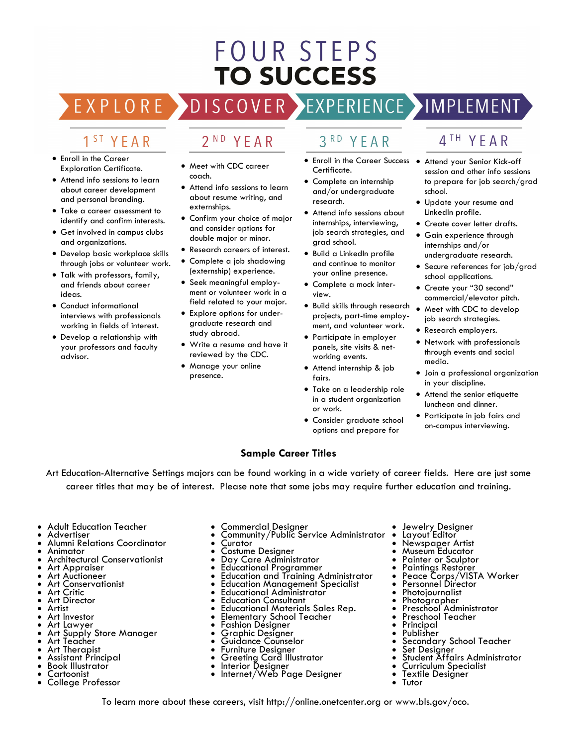# FOUR STEPS TO SUCCESS

EXPLORE → DISCOVER → EXPERIENCE → IMPLEMENT

## 1ST YEAR

- Enroll in the Career Exploration Certificate.
- Attend info sessions to learn about career development and personal branding.
- Take a career assessment to identify and confirm interests.
- Get involved in campus clubs and organizations.
- Develop basic workplace skills through jobs or volunteer work.
- Talk with professors, family, and friends about career ideas.
- Conduct informational interviews with professionals working in fields of interest.
- Develop a relationship with your professors and faculty advisor.

## 2ND YEAR

- Meet with CDC career coach.
- Attend info sessions to learn about resume writing, and externships.
- Confirm your choice of major and consider options for double major or minor.
- Research careers of interest.
- Complete a job shadowing (externship) experience.
- Seek meaningful employment or volunteer work in a field related to your major.
- Explore options for undergraduate research and study abroad.
- Write a resume and have it reviewed by the CDC.
- Manage your online presence.

## 3RD YEAR

- Enroll in the Career Success Certificate.
- Complete an internship and/or undergraduate research.
- Attend info sessions about internships, interviewing, job search strategies, and grad school.
- Build a LinkedIn profile and continue to monitor your online presence.
- Complete a mock interview.
- Build skills through research projects, part-time employment, and volunteer work.
- Participate in employer panels, site visits & networking events.
- Attend internship & job fairs.
- Take on a leadership role in a student organization or work.
- Consider graduate school options and prepare for

## 4TH YEAR

- Attend your Senior Kick-off session and other info sessions to prepare for job search/grad school.
- Update your resume and LinkedIn profile.
- Create cover letter drafts.
- Gain experience through internships and/or undergraduate research.
- Secure references for job/grad school applications.
- Create your "30 second" commercial/elevator pitch.
- Meet with CDC to develop job search strategies.
- Research employers.
- Network with professionals through events and social media.
- Join a professional organization in your discipline.
- Attend the senior etiquette luncheon and dinner.
- Participate in job fairs and on-campus interviewing.

## Sample Career Titles

Art Education-Alternative Settings majors can be found working in a wide variety of career fields. Here are just some career titles that may be of interest. Please note that some jobs may require further education and training.

- Adult Education Teacher
- Advertiser
- Alumni Relations Coordinator
- Animator
- Architectural Conservationist
- Art Appraiser
- Art Auctioneer
- Art Conservationist
- Art Critic
- Art Director
- Artist
- Art Investor
- Art Lawyer
- Art Supply Store Manager
- Art Teacher
- Art Therapist
- Assistant Principal
- Book Illustrator
- Cartoonist
- College Professor
- Commercial Designer
- Community/Public Service Administrator
- Curator
- Costume Designer
- Day Care Administrator
- Educational Programmer
- Education and Training Administrator
- Education Management Specialist
- Educational Administrator
- Education Consultant
- Educational Materials Sales Rep.
- Elementary School Teacher
- Fashion Designer
- Graphic Designer
- Guidance Counselor
- Furniture Designer
- Greeting Card Illustrator
- Interior Designer
- Internet/Web Page Designer
- Jewelry Designer
- Layout Editor
- Newspaper Artist
- Museum Educator
- Painter or Sculptor
- Paintings Restorer
- Peace Corps/VISTA Worker
- Personnel Director
- Photojournalist
- Photographer
- Preschool Administrator
- Preschool Teacher
- Principal
- Publisher
- Secondary School Teacher
- Set Designer
- Student Affairs Administrator
- Curriculum Specialist
- Textile Designer
- Tutor

To learn more about these careers, visit http://online.onetcenter.org or www.bls.gov/oco.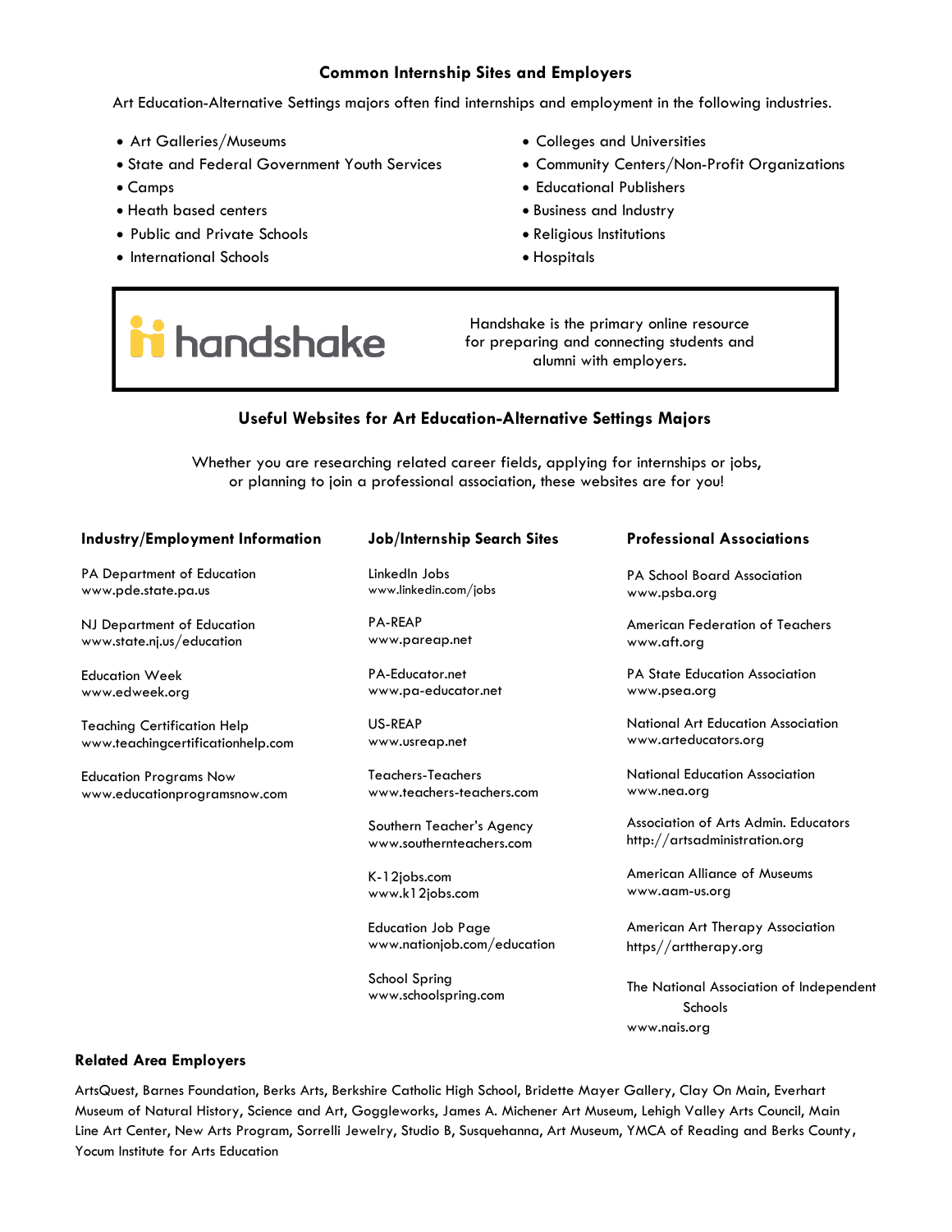## Common Internship Sites and Employers

Art Education-Alternative Settings majors often find internships and employment in the following industries.

- Art Galleries/Museums
- State and Federal Government Youth Services
- Camps
- Heath based centers
- Public and Private Schools
- International Schools
- Colleges and Universities
- Community Centers/Non-Profit Organizations
- Educational Publishers
- Business and Industry
- Religious Institutions
- Hospitals

handshake

Handshake is the primary online resource for preparing and connecting students and alumni with employers.

## Useful Websites for Art Education-Alternative Settings Majors

Whether you are researching related career fields, applying for internships or jobs, or planning to join a professional association, these websites are for you!

### Industry/Employment Information

PA Department of Education
www.pde.state.pa.us

NJ Department of Education
www.state.nj.us/education

Education Week
www.edweek.org

Teaching Certification Help
www.teachingcertificationhelp.com

Education Programs Now
www.educationprogramsnow.com

### Job/Internship Search Sites

LinkedIn Jobs
www.linkedin.com/jobs

PA-REAP
www.pareap.net

PA-Educator.net
www.pa-educator.net

US-REAP
www.usreap.net

Teachers-Teachers
www.teachers-teachers.com

Southern Teacher's Agency
www.southernteachers.com

K-12jobs.com
www.k12jobs.com

Education Job Page
www.nationjob.com/education

School Spring
www.schoolspring.com

### Professional Associations

PA School Board Association
www.psba.org

American Federation of Teachers
www.aft.org

PA State Education Association
www.psea.org

National Art Education Association
www.arteducators.org

National Education Association
www.nea.org

Association of Arts Admin. Educators
http://artsadministration.org

American Alliance of Museums
www.aam-us.org

American Art Therapy Association
https//arttherapy.org

The National Association of Independent Schools
www.nais.org

### Related Area Employers

ArtsQuest, Barnes Foundation, Berks Arts, Berkshire Catholic High School, Bridette Mayer Gallery, Clay On Main, Everhart Museum of Natural History, Science and Art, Goggleworks, James A. Michener Art Museum, Lehigh Valley Arts Council, Main Line Art Center, New Arts Program, Sorrelli Jewelry, Studio B, Susquehanna, Art Museum, YMCA of Reading and Berks County, Yocum Institute for Arts Education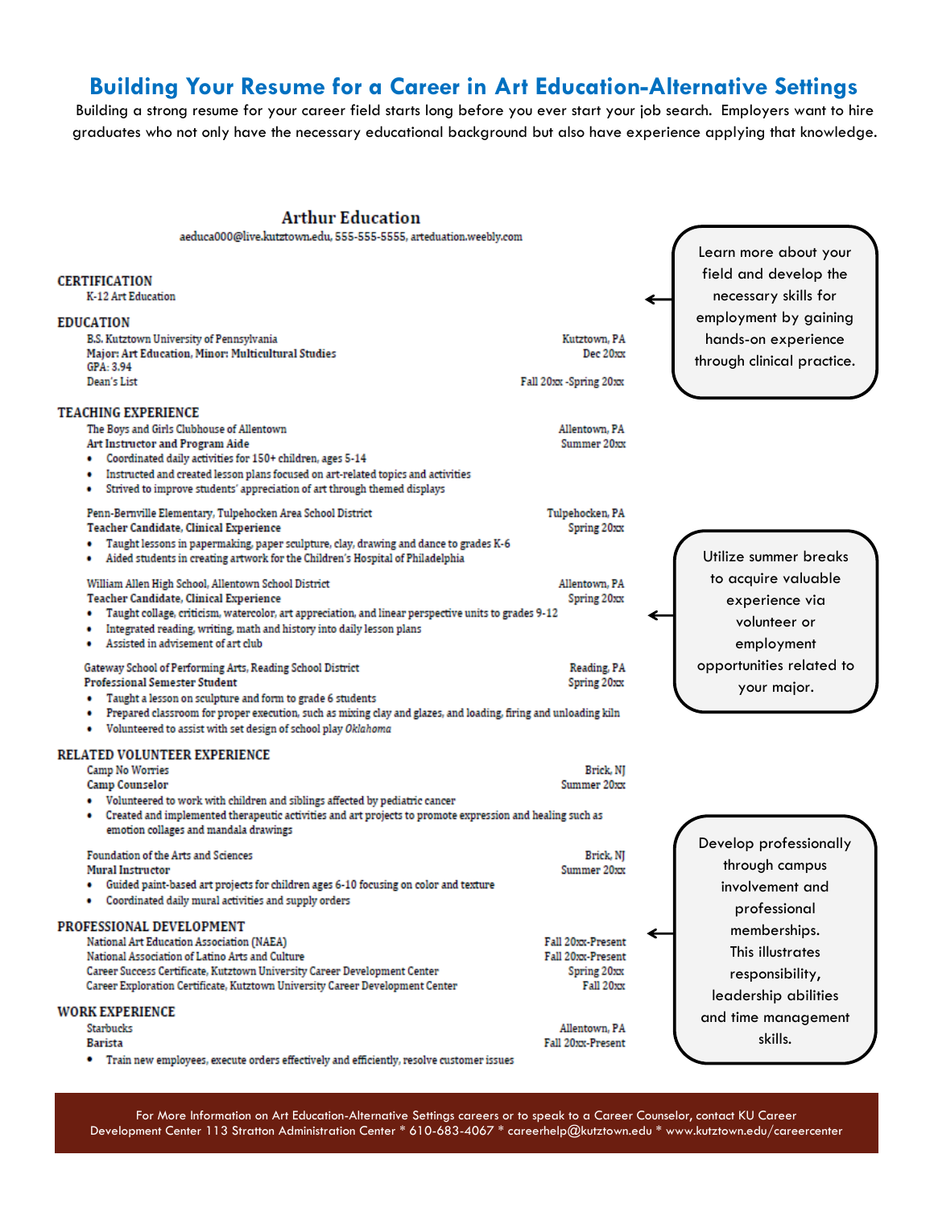# Building Your Resume for a Career in Art Education-Alternative Settings

Building a strong resume for your career field starts long before you ever start your job search. Employers want to hire graduates who not only have the necessary educational background but also have experience applying that knowledge.

## Arthur Education

aeduca000@live.kutztown.edu, 555-555-5555, arteduation.weebly.com

### CERTIFICATION

K-12 Art Education

### EDUCATION

B.S. Kutztown University of Pennsylvania — Kutztown, PA
**Major: Art Education, Minor: Multicultural Studies** — Dec 20xx
GPA: 3.94
Dean's List — Fall 20xx -Spring 20xx

### TEACHING EXPERIENCE

The Boys and Girls Clubhouse of Allentown — Allentown, PA
**Art Instructor and Program Aide** — Summer 20xx

- Coordinated daily activities for 150+ children, ages 5-14
- Instructed and created lesson plans focused on art-related topics and activities
- Strived to improve students' appreciation of art through themed displays

Penn-Bernville Elementary, Tulpehocken Area School District — Tulpehocken, PA
**Teacher Candidate, Clinical Experience** — Spring 20xx

- Taught lessons in papermaking, paper sculpture, clay, drawing and dance to grades K-6
- Aided students in creating artwork for the Children's Hospital of Philadelphia

William Allen High School, Allentown School District — Allentown, PA
**Teacher Candidate, Clinical Experience** — Spring 20xx

- Taught collage, criticism, watercolor, art appreciation, and linear perspective units to grades 9-12
- Integrated reading, writing, math and history into daily lesson plans
- Assisted in advisement of art club

Gateway School of Performing Arts, Reading School District — Reading, PA
**Professional Semester Student** — Spring 20xx

- Taught a lesson on sculpture and form to grade 6 students
- Prepared classroom for proper execution, such as mixing clay and glazes, and loading, firing and unloading kiln
- Volunteered to assist with set design of school play *Oklahoma*

### RELATED VOLUNTEER EXPERIENCE

Camp No Worries — Brick, NJ
**Camp Counselor** — Summer 20xx

- Volunteered to work with children and siblings affected by pediatric cancer
- Created and implemented therapeutic activities and art projects to promote expression and healing such as emotion collages and mandala drawings

Foundation of the Arts and Sciences — Brick, NJ
**Mural Instructor** — Summer 20xx

- Guided paint-based art projects for children ages 6-10 focusing on color and texture
- Coordinated daily mural activities and supply orders

### PROFESSIONAL DEVELOPMENT

National Art Education Association (NAEA) — Fall 20xx-Present
National Association of Latino Arts and Culture — Fall 20xx-Present
Career Success Certificate, Kutztown University Career Development Center — Spring 20xx
Career Exploration Certificate, Kutztown University Career Development Center — Fall 20xx

### WORK EXPERIENCE

Starbucks — Allentown, PA
**Barista** — Fall 20xx-Present

- Train new employees, execute orders effectively and efficiently, resolve customer issues

---

Learn more about your field and develop the necessary skills for employment by gaining hands-on experience through clinical practice.

Utilize summer breaks to acquire valuable experience via volunteer or employment opportunities related to your major.

Develop professionally through campus involvement and professional memberships. This illustrates responsibility, leadership abilities and time management skills.

---

For More Information on Art Education-Alternative Settings careers or to speak to a Career Counselor, contact KU Career Development Center 113 Stratton Administration Center * 610-683-4067 * careerhelp@kutztown.edu * www.kutztown.edu/careercenter